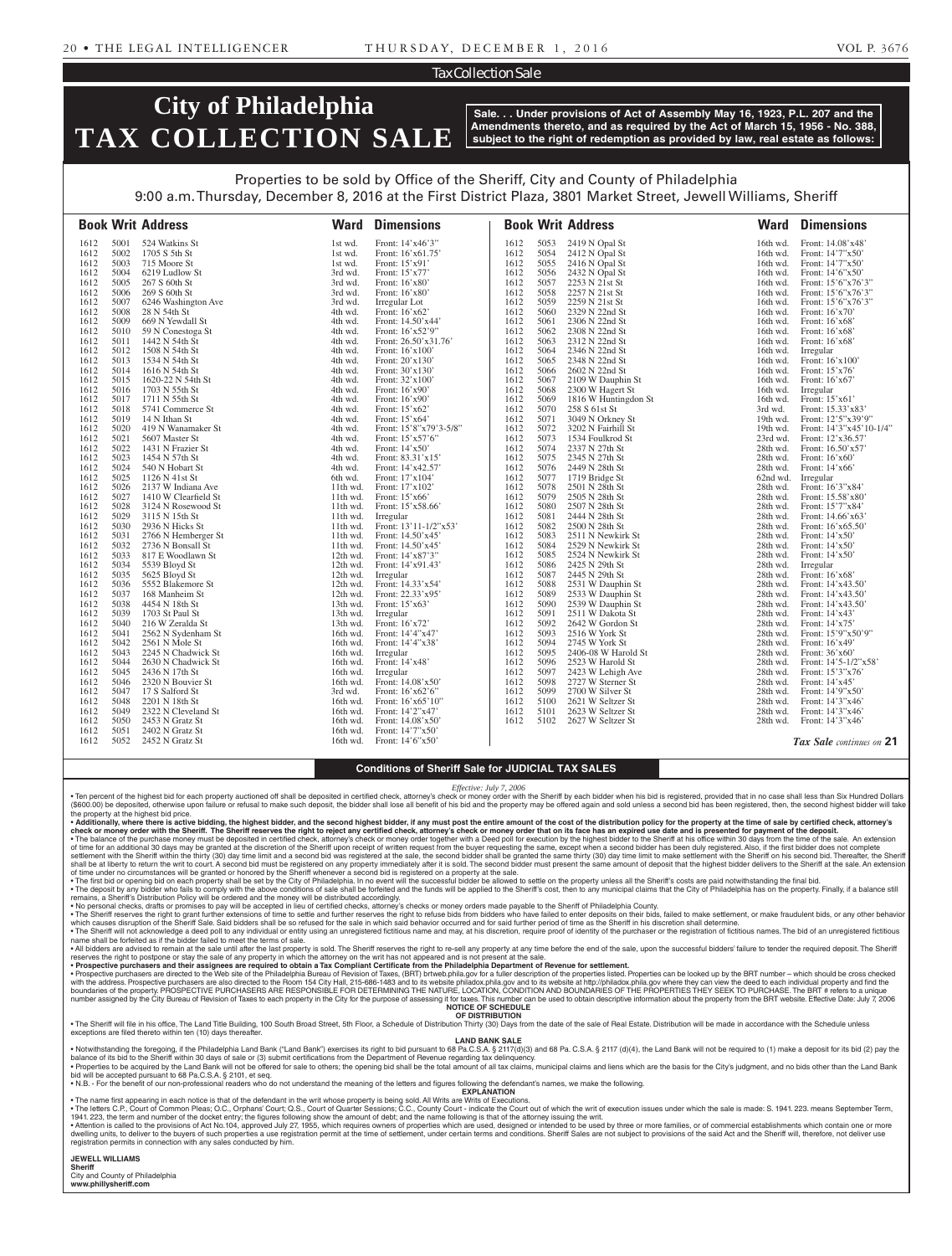Tax Collection Sale

# City of Philadelphia TAX COLLECTION SALE

**Sale. . . Under provisions of Act of Assembly May 16, 1923, P.L. 207 and the Amendments thereto, and as required by the Act of March 15, 1956 - No. 388, subject to the right of redemption as provided by law, real estate as follows:**

Properties to be sold by Office of the Sheriff, City and County of Philadelphia
9:00 a.m. Thursday, December 8, 2016 at the First District Plaza, 3801 Market Street, Jewell Williams, Sheriff

| Book | Writ | Address | Ward | Dimensions |
|---|---|---|---|---|
| 1612 | 5001 | 524 Watkins St | 1st wd. | Front: 14'x46'3" |
| 1612 | 5002 | 1705 S 5th St | 1st wd. | Front: 16'x61.75' |
| 1612 | 5003 | 715 Moore St | 1st wd. | Front: 15'x91' |
| 1612 | 5004 | 6219 Ludlow St | 3rd wd. | Front: 15'x77' |
| 1612 | 5005 | 267 S 60th St | 3rd wd. | Front: 16'x80' |
| 1612 | 5006 | 269 S 60th St | 3rd wd. | Front: 16'x80' |
| 1612 | 5007 | 6246 Washington Ave | 3rd wd. | Irregular Lot |
| 1612 | 5008 | 28 N 54th St | 4th wd. | Front: 16'x62' |
| 1612 | 5009 | 669 N Yewdall St | 4th wd. | Front: 14.50'x44' |
| 1612 | 5010 | 59 N Conestoga St | 4th wd. | Front: 16'x52'9" |
| 1612 | 5011 | 1442 N 54th St | 4th wd. | Front: 26.50'x31.76' |
| 1612 | 5012 | 1508 N 54th St | 4th wd. | Front: 16'x100' |
| 1612 | 5013 | 1534 N 54th St | 4th wd. | Front: 20'x130' |
| 1612 | 5014 | 1616 N 54th St | 4th wd. | Front: 30'x130' |
| 1612 | 5015 | 1620-22 N 54th St | 4th wd. | Front: 32'x100' |
| 1612 | 5016 | 1703 N 55th St | 4th wd. | Front: 16'x90' |
| 1612 | 5017 | 1711 N 55th St | 4th wd. | Front: 16'x90' |
| 1612 | 5018 | 5741 Commerce St | 4th wd. | Front: 15'x62' |
| 1612 | 5019 | 14 N Ithan St | 4th wd. | Front: 15'x64' |
| 1612 | 5020 | 419 N Wanamaker St | 4th wd. | Front: 15'8"x79'3-5/8" |
| 1612 | 5021 | 5607 Master St | 4th wd. | Front: 15'x57'6" |
| 1612 | 5022 | 1431 N Frazier St | 4th wd. | Front: 14'x50' |
| 1612 | 5023 | 1454 N 57th St | 4th wd. | Front: 83.31'x15' |
| 1612 | 5024 | 540 N Hobart St | 4th wd. | Front: 14'x42.57' |
| 1612 | 5025 | 1126 N 41st St | 6th wd. | Front: 17'x104' |
| 1612 | 5026 | 2137 W Indiana Ave | 11th wd. | Front: 17'x102' |
| 1612 | 5027 | 1410 W Clearfield St | 11th wd. | Front: 15'x66' |
| 1612 | 5028 | 3124 N Rosewood St | 11th wd. | Front: 15'x58.66' |
| 1612 | 5029 | 3115 N 15th St | 11th wd. | Irregular |
| 1612 | 5030 | 2936 N Hicks St | 11th wd. | Front: 13'11-1/2"x53' |
| 1612 | 5031 | 2766 N Hemberger St | 11th wd. | Front: 14.50'x45' |
| 1612 | 5032 | 2736 N Bonsall St | 11th wd. | Front: 14.50'x45' |
| 1612 | 5033 | 817 E Woodlawn St | 12th wd. | Front: 14'x87'3" |
| 1612 | 5034 | 5539 Bloyd St | 12th wd. | Front: 14'x91.43' |
| 1612 | 5035 | 5625 Bloyd St | 12th wd. | Irregular |
| 1612 | 5036 | 5552 Blakemore St | 12th wd. | Front: 14.33'x54' |
| 1612 | 5037 | 168 Manheim St | 12th wd. | Front: 22.33'x95' |
| 1612 | 5038 | 4454 N 18th St | 13th wd. | Front: 15'x63' |
| 1612 | 5039 | 1703 St Paul St | 13th wd. | Irregular |
| 1612 | 5040 | 216 W Zeralda St | 13th wd. | Front: 16'x72' |
| 1612 | 5041 | 2562 N Sydenham St | 16th wd. | Front: 14'4"x47' |
| 1612 | 5042 | 2561 N Mole St | 16th wd. | Front: 14'4"x38' |
| 1612 | 5043 | 2245 N Chadwick St | 16th wd. | Irregular |
| 1612 | 5044 | 2630 N Chadwick St | 16th wd. | Front: 14'x48' |
| 1612 | 5045 | 2436 N 17th St | 16th wd. | Irregular |
| 1612 | 5046 | 2320 N Bouvier St | 16th wd. | Front: 14.08'x50' |
| 1612 | 5047 | 17 S Salford St | 3rd wd. | Front: 16'x62'6" |
| 1612 | 5048 | 2201 N 18th St | 16th wd. | Front: 16'x65'10" |
| 1612 | 5049 | 2322 N Cleveland St | 16th wd. | Front: 14'2"x47' |
| 1612 | 5050 | 2453 N Gratz St | 16th wd. | Front: 14.08'x50' |
| 1612 | 5051 | 2402 N Gratz St | 16th wd. | Front: 14'7"x50' |
| 1612 | 5052 | 2452 N Gratz St | 16th wd. | Front: 14'6"x50' |
| 1612 | 5053 | 2419 N Opal St | 16th wd. | Front: 14.08'x48' |
| 1612 | 5054 | 2412 N Opal St | 16th wd. | Front: 14'7"x50' |
| 1612 | 5055 | 2416 N Opal St | 16th wd. | Front: 14'7"x50' |
| 1612 | 5056 | 2432 N Opal St | 16th wd. | Front: 14'6"x50' |
| 1612 | 5057 | 2253 N 21st St | 16th wd. | Front: 15'6"x76'3" |
| 1612 | 5058 | 2257 N 21st St | 16th wd. | Front: 15'6"x76'3" |
| 1612 | 5059 | 2259 N 21st St | 16th wd. | Front: 15'6"x76'3" |
| 1612 | 5060 | 2329 N 22nd St | 16th wd. | Front: 16'x70' |
| 1612 | 5061 | 2306 N 22nd St | 16th wd. | Front: 16'x68' |
| 1612 | 5062 | 2308 N 22nd St | 16th wd. | Front: 16'x68' |
| 1612 | 5063 | 2312 N 22nd St | 16th wd. | Front: 16'x68' |
| 1612 | 5064 | 2346 N 22nd St | 16th wd. | Irregular |
| 1612 | 5065 | 2348 N 22nd St | 16th wd. | Front: 16'x100' |
| 1612 | 5066 | 2602 N 22nd St | 16th wd. | Front: 15'x76' |
| 1612 | 5067 | 2109 W Dauphin St | 16th wd. | Front: 16'x67' |
| 1612 | 5068 | 2300 W Hagert St | 16th wd. | Irregular |
| 1612 | 5069 | 1816 W Huntingdon St | 16th wd. | Front: 15'x61' |
| 1612 | 5070 | 258 S 61st St | 3rd wd. | Front: 15.33'x83' |
| 1612 | 5071 | 3049 N Orkney St | 19th wd. | Front: 12'5"x39'9" |
| 1612 | 5072 | 3202 N Fairhill St | 19th wd. | Front: 14'3"x45'10-1/4" |
| 1612 | 5073 | 1534 Foulkrod St | 23rd wd. | Front: 12'x36.57' |
| 1612 | 5074 | 2337 N 27th St | 28th wd. | Front: 16.50'x57' |
| 1612 | 5075 | 2345 N 27th St | 28th wd. | Front: 16'x60' |
| 1612 | 5076 | 2449 N 28th St | 28th wd. | Front: 14'x66' |
| 1612 | 5077 | 1719 Bridge St | 62nd wd. | Irregular |
| 1612 | 5078 | 2501 N 28th St | 28th wd. | Front: 16'3"x84' |
| 1612 | 5079 | 2505 N 28th St | 28th wd. | Front: 15.58'x80' |
| 1612 | 5080 | 2507 N 28th St | 28th wd. | Front: 15'7"x84' |
| 1612 | 5081 | 2444 N 28th St | 28th wd. | Front: 14.66'x63' |
| 1612 | 5082 | 2500 N 28th St | 28th wd. | Front: 16'x65.50' |
| 1612 | 5083 | 2511 N Newkirk St | 28th wd. | Front: 14'x50' |
| 1612 | 5084 | 2529 N Newkirk St | 28th wd. | Front: 14'x50' |
| 1612 | 5085 | 2524 N Newkirk St | 28th wd. | Front: 14'x50' |
| 1612 | 5086 | 2425 N 29th St | 28th wd. | Irregular |
| 1612 | 5087 | 2445 N 29th St | 28th wd. | Front: 16'x68' |
| 1612 | 5088 | 2531 W Dauphin St | 28th wd. | Front: 14'x43.50' |
| 1612 | 5089 | 2533 W Dauphin St | 28th wd. | Front: 14'x43.50' |
| 1612 | 5090 | 2539 W Dauphin St | 28th wd. | Front: 14'x43.50' |
| 1612 | 5091 | 2511 W Dakota St | 28th wd. | Front: 14'x43' |
| 1612 | 5092 | 2642 W Gordon St | 28th wd. | Front: 14'x75' |
| 1612 | 5093 | 2516 W York St | 28th wd. | Front: 15'9"x50'9" |
| 1612 | 5094 | 2745 W York St | 28th wd. | Front: 16'x49' |
| 1612 | 5095 | 2406-08 W Harold St | 28th wd. | Front: 36'x60' |
| 1612 | 5096 | 2523 W Harold St | 28th wd. | Front: 14'5-1/2"x58' |
| 1612 | 5097 | 2423 W Lehigh Ave | 28th wd. | Front: 15'3"x76' |
| 1612 | 5098 | 2727 W Sterner St | 28th wd. | Front: 14'x45' |
| 1612 | 5099 | 2700 W Silver St | 28th wd. | Front: 14'9"x50' |
| 1612 | 5100 | 2621 W Seltzer St | 28th wd. | Front: 14'3"x46' |
| 1612 | 5101 | 2623 W Seltzer St | 28th wd. | Front: 14'3"x46' |
| 1612 | 5102 | 2627 W Seltzer St | 28th wd. | Front: 14'3"x46' |

*Tax Sale continues on* **21**

## Conditions of Sheriff Sale for JUDICIAL TAX SALES

*Effective: July 7, 2006*

• Ten percent of the highest bid for each property auctioned off shall be deposited in certified check, attorney's check or money order with the Sheriff by each bidder when his bid is registered, provided that in no case shall less than Six Hundred Dollars ($600.00) be deposited, otherwise upon failure or refusal to make such deposit, the bidder shall lose all benefit of his bid and the property may be offered again and sold unless a second bid has been registered, then, the second highest bidder will take the property at the highest bid price.

• **Additionally, where there is active bidding, the highest bidder, and the second highest bidder, if any must post the entire amount of the cost of the distribution policy for the property at the time of sale by certified check, attorney's check or money order with the Sheriff. The Sheriff reserves the right to reject any certified check, attorney's check or money order that on its face has an expired use date and is presented for payment of the deposit.**

• The balance of the purchase money must be deposited in certified check, attorney's check or money order together with a Deed poll for execution by the highest bidder to the Sheriff at his office within 30 days from the time of the sale. An extension of time for an additional 30 days may be granted at the discretion of the Sheriff upon receipt of written request from the buyer requesting the same, except when a second bidder has been duly registered. Also, if the first bidder does not complete settlement with the Sheriff within the thirty (30) day time limit and a second bid was registered at the sale, the second bidder shall be granted the same thirty (30) day time limit to make settlement with the Sheriff on his second bid. Thereafter, the Sheriff shall be at liberty to return the writ to court. A second bid must be registered on any property immediately after it is sold. The second bidder must present the same amount of deposit that the highest bidder delivers to the Sheriff at the sale. An extension of time under no circumstances will be granted or honored by the Sheriff whenever a second bid is registered on a property at the sale.

• The first bid or opening bid on each property shall be set by the City of Philadelphia. In no event will the successful bidder be allowed to settle on the property unless all the Sheriff's costs are paid notwithstanding the final bid.

• The deposit by any bidder who fails to comply with the above conditions of sale shall be forfeited and the funds will be applied to the Sheriff's cost, then to any municipal claims that the City of Philadelphia has on the property. Finally, if a balance still remains, a Sheriff's Distribution Policy will be ordered and the money will be distributed accordingly.

• No personal checks, drafts or promises to pay will be accepted in lieu of certified checks, attorney's checks or money orders made payable to the Sheriff of Philadelphia County.

• The Sheriff reserves the right to grant further extensions of time to settle and further reserves the right to refuse bids from bidders who have failed to enter deposits on their bids, failed to make settlement, or make fraudulent bids, or any other behavior which causes disruption of the Sheriff Sale. Said bidders shall be so refused for the sale in which said behavior occurred and for said further period of time as the Sheriff in his discretion shall determine.

• The Sheriff will not acknowledge a deed poll to any individual or entity using an unregistered fictitious name and may, at his discretion, require proof of identity of the purchaser or the registration of fictitious names. The bid of an unregistered fictitious name shall be forfeited as if the bidder failed to meet the terms of sale.

• All bidders are advised to remain at the sale until after the last property is sold. The Sheriff reserves the right to re-sell any property at any time before the end of the sale, upon the successful bidders' failure to tender the required deposit. The Sheriff reserves the right to postpone or stay the sale of any property in which the attorney on the writ has not appeared and is not present at the sale.

• **Prospective purchasers and their assignees are required to obtain a Tax Compliant Certificate from the Philadelphia Department of Revenue for settlement.**

• Prospective purchasers are directed to the Web site of the Philadelphia Bureau of Revision of Taxes, (BRT) brtweb.phila.gov for a fuller description of the properties listed. Properties can be looked up by the BRT number – which should be cross checked with the address. Prospective purchasers are also directed to the Room 154 City Hall, 215-686-1483 and to its website philadox.phila.gov and to its website at http://philadox.phila.gov where they can view the deed to each individual property and find the boundaries of the property. PROSPECTIVE PURCHASERS ARE RESPONSIBLE FOR DETERMINING THE NATURE, LOCATION, CONDITION AND BOUNDARIES OF THE PROPERTIES THEY SEEK TO PURCHASE. The BRT # refers to a unique number assigned by the City Bureau of Revision of Taxes to each property in the City for the purpose of assessing it for taxes. This number can be used to obtain descriptive information about the property from the BRT website. Effective Date: July 7, 2006

**NOTICE OF SCHEDULE OF DISTRIBUTION**

• The Sheriff will file in his office, The Land Title Building, 100 South Broad Street, 5th Floor, a Schedule of Distribution Thirty (30) Days from the date of the sale of Real Estate. Distribution will be made in accordance with the Schedule unless exceptions are filed thereto within ten (10) days thereafter.

**LAND BANK SALE**

• Notwithstanding the foregoing, if the Philadelphia Land Bank ("Land Bank") exercises its right to bid pursuant to 68 Pa.C.S.A. § 2117(d)(3) and 68 Pa. C.S.A. § 2117 (d)(4), the Land Bank will not be required to (1) make a deposit for its bid (2) pay the balance of its bid to the Sheriff within 30 days of sale or (3) submit certifications from the Department of Revenue regarding tax delinquency.

• Properties to be acquired by the Land Bank will not be offered for sale to others; the opening bid shall be the total amount of all tax claims, municipal claims and liens which are the basis for the City's judgment, and no bids other than the Land Bank bid will be accepted pursuant to 68 Pa.C.S.A. § 2101, et seq.

• N.B. - For the benefit of our non-professional readers who do not understand the meaning of the letters and figures following the defendant's names, we make the following.

**EXPLANATION**

• The name first appearing in each notice is that of the defendant in the writ whose property is being sold. All Writs are Writs of Executions.

• The letters C.P., Court of Common Pleas; O.C., Orphans' Court; Q.S., Court of Quarter Sessions; C.C., County Court - indicate the Court out of which the writ of execution issues under which the sale is made: S. 1941. 223. means September Term, 1941. 223, the term and number of the docket entry; the figures following show the amount of debt; and the name following is that of the attorney issuing the writ.

• Attention is called to the provisions of Act No.104, approved July 27, 1955, which requires owners of properties which are used, designed or intended to be used by three or more families, or of commercial establishments which contain one or more dwelling units, to deliver to the buyers of such properties a use registration permit at the time of settlement, under certain terms and conditions. Sheriff Sales are not subject to provisions of the said Act and the Sheriff will, therefore, not deliver use registration permits in connection with any sales conducted by him.

**JEWELL WILLIAMS**
**Sheriff**
City and County of Philadelphia
**www.phillysheriff.com**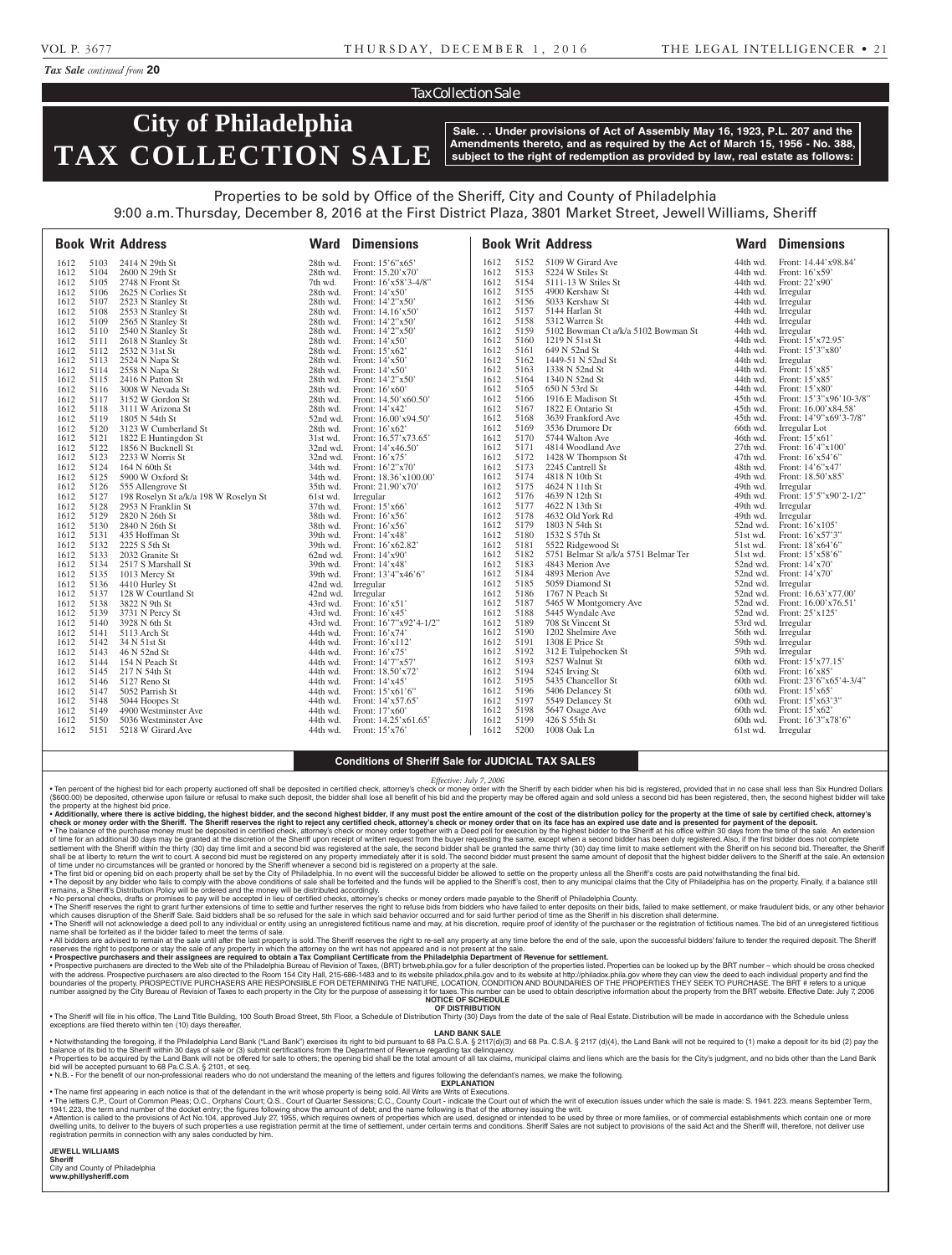*Tax Sale continued from* **20**

Tax Collection Sale

# City of Philadelphia TAX COLLECTION SALE

**Sale. . . Under provisions of Act of Assembly May 16, 1923, P.L. 207 and the Amendments thereto, and as required by the Act of March 15, 1956 - No. 388, subject to the right of redemption as provided by law, real estate as follows:**

Properties to be sold by Office of the Sheriff, City and County of Philadelphia
9:00 a.m. Thursday, December 8, 2016 at the First District Plaza, 3801 Market Street, Jewell Williams, Sheriff

| Book | Writ | Address | Ward | Dimensions |
|---|---|---|---|---|
| 1612 | 5103 | 2414 N 29th St | 28th wd. | Front: 15'6"x65' |
| 1612 | 5104 | 2600 N 29th St | 28th wd. | Front: 15.20'x70' |
| 1612 | 5105 | 2748 N Front St | 7th wd. | Front: 16'x58'3-4/8" |
| 1612 | 5106 | 2625 N Corlies St | 28th wd. | Front: 14'x50' |
| 1612 | 5107 | 2523 N Stanley St | 28th wd. | Front: 14'2"x50' |
| 1612 | 5108 | 2553 N Stanley St | 28th wd. | Front: 14.16'x50' |
| 1612 | 5109 | 2565 N Stanley St | 28th wd. | Front: 14'2"x50' |
| 1612 | 5110 | 2540 N Stanley St | 28th wd. | Front: 14'2"x50' |
| 1612 | 5111 | 2618 N Stanley St | 28th wd. | Front: 14'x50' |
| 1612 | 5112 | 2532 N 31st St | 28th wd. | Front: 15'x62' |
| 1612 | 5113 | 2524 N Napa St | 28th wd. | Front: 14'x50' |
| 1612 | 5114 | 2558 N Napa St | 28th wd. | Front: 14'x50' |
| 1612 | 5115 | 2416 N Patton St | 28th wd. | Front: 14'2"x50' |
| 1612 | 5116 | 3008 W Nevada St | 28th wd. | Front: 16'x60' |
| 1612 | 5117 | 3152 W Gordon St | 28th wd. | Front: 14.50'x60.50' |
| 1612 | 5118 | 3111 W Arizona St | 28th wd. | Front: 14'x42' |
| 1612 | 5119 | 1805 N 54th St | 52nd wd. | Front: 16.00'x94.50' |
| 1612 | 5120 | 3123 W Cumberland St | 28th wd. | Front: 16'x62' |
| 1612 | 5121 | 1822 E Huntingdon St | 31st wd. | Front: 16.57'x73.65' |
| 1612 | 5122 | 1856 N Bucknell St | 32nd wd. | Front: 14'x46.50' |
| 1612 | 5123 | 2233 W Norris St | 32nd wd. | Front: 16'x75' |
| 1612 | 5124 | 164 N 60th St | 34th wd. | Front: 16'2"x70' |
| 1612 | 5125 | 5900 W Oxford St | 34th wd. | Front: 18.36'x100.00' |
| 1612 | 5126 | 555 Allengrove St | 35th wd. | Front: 21.90'x70' |
| 1612 | 5127 | 198 Roselyn St a/k/a 198 W Roselyn St | 61st wd. | Irregular |
| 1612 | 5128 | 2953 N Franklin St | 37th wd. | Front: 15'x66' |
| 1612 | 5129 | 2820 N 26th St | 38th wd. | Front: 16'x56' |
| 1612 | 5130 | 2840 N 26th St | 38th wd. | Front: 16'x56' |
| 1612 | 5131 | 435 Hoffman St | 39th wd. | Front: 14'x48' |
| 1612 | 5132 | 2225 S 5th St | 39th wd. | Front: 16'x62.82' |
| 1612 | 5133 | 2032 Granite St | 62nd wd. | Front: 14'x90' |
| 1612 | 5134 | 2517 S Marshall St | 39th wd. | Front: 14'x48' |
| 1612 | 5135 | 1013 Mercy St | 39th wd. | Front: 13'4"x46'6" |
| 1612 | 5136 | 4410 Hurley St | 42nd wd. | Irregular |
| 1612 | 5137 | 128 W Courtland St | 42nd wd. | Irregular |
| 1612 | 5138 | 3822 N 9th St | 43rd wd. | Front: 16'x51' |
| 1612 | 5139 | 3731 N Percy St | 43rd wd. | Front: 16'x45' |
| 1612 | 5140 | 3928 N 6th St | 43rd wd. | Front: 16'7"x92'4-1/2" |
| 1612 | 5141 | 5113 Arch St | 44th wd. | Front: 16'x74' |
| 1612 | 5142 | 34 N 51st St | 44th wd. | Front: 16'x112' |
| 1612 | 5143 | 46 N 52nd St | 44th wd. | Front: 16'x75' |
| 1612 | 5144 | 154 N Peach St | 44th wd. | Front: 14'7"x57' |
| 1612 | 5145 | 217 N 54th St | 44th wd. | Front: 18.50'x72' |
| 1612 | 5146 | 5127 Reno St | 44th wd. | Front: 14'x45' |
| 1612 | 5147 | 5052 Parrish St | 44th wd. | Front: 15'x61'6" |
| 1612 | 5148 | 5044 Hoopes St | 44th wd. | Front: 14'x57.65' |
| 1612 | 5149 | 4900 Westminster Ave | 44th wd. | Front: 17'x60' |
| 1612 | 5150 | 5036 Westminster Ave | 44th wd. | Front: 14.25'x61.65' |
| 1612 | 5151 | 5218 W Girard Ave | 44th wd. | Front: 15'x76' |
| 1612 | 5152 | 5109 W Girard Ave | 44th wd. | Front: 14.44'x98.84' |
| 1612 | 5153 | 5224 W Stiles St | 44th wd. | Front: 16'x59' |
| 1612 | 5154 | 5111-13 W Stiles St | 44th wd. | Front: 22'x90' |
| 1612 | 5155 | 4900 Kershaw St | 44th wd. | Irregular |
| 1612 | 5156 | 5033 Kershaw St | 44th wd. | Irregular |
| 1612 | 5157 | 5144 Harlan St | 44th wd. | Irregular |
| 1612 | 5158 | 5312 Warren St | 44th wd. | Irregular |
| 1612 | 5159 | 5102 Bowman Ct a/k/a 5102 Bowman St | 44th wd. | Irregular |
| 1612 | 5160 | 1219 N 51st St | 44th wd. | Front: 15'x72.95' |
| 1612 | 5161 | 649 N 52nd St | 44th wd. | Front: 15'3"x80' |
| 1612 | 5162 | 1449-51 N 52nd St | 44th wd. | Irregular |
| 1612 | 5163 | 1338 N 52nd St | 44th wd. | Front: 15'x85' |
| 1612 | 5164 | 1340 N 52nd St | 44th wd. | Front: 15'x85' |
| 1612 | 5165 | 650 N 53rd St | 44th wd. | Front: 15'x80' |
| 1612 | 5166 | 1916 E Madison St | 45th wd. | Front: 15'3"x96'10-3/8" |
| 1612 | 5167 | 1822 E Ontario St | 45th wd. | Front: 16.00'x84.58' |
| 1612 | 5168 | 3639 Frankford Ave | 45th wd. | Front: 14'9"x69'3-7/8" |
| 1612 | 5169 | 3536 Drumore Dr | 66th wd. | Irregular Lot |
| 1612 | 5170 | 5744 Walton Ave | 46th wd. | Front: 15'x61' |
| 1612 | 5171 | 4814 Woodland Ave | 27th wd. | Front: 16'4"x100' |
| 1612 | 5172 | 1428 W Thompson St | 47th wd. | Front: 16'x54'6" |
| 1612 | 5173 | 2245 Cantrell St | 48th wd. | Front: 14'6"x47' |
| 1612 | 5174 | 4818 N 10th St | 49th wd. | Front: 18.50'x85' |
| 1612 | 5175 | 4624 N 11th St | 49th wd. | Irregular |
| 1612 | 5176 | 4639 N 12th St | 49th wd. | Front: 15'5"x90'2-1/2" |
| 1612 | 5177 | 4622 N 13th St | 49th wd. | Irregular |
| 1612 | 5178 | 4632 Old York Rd | 49th wd. | Irregular |
| 1612 | 5179 | 1803 N 54th St | 52nd wd. | Front: 16'x105' |
| 1612 | 5180 | 1532 S 57th St | 51st wd. | Front: 16'x57'3" |
| 1612 | 5181 | 5522 Ridgewood St | 51st wd. | Front: 18'x64'6" |
| 1612 | 5182 | 5751 Belmar St a/k/a 5751 Belmar Ter | 51st wd. | Front: 15'x58'6" |
| 1612 | 5183 | 4843 Merion Ave | 52nd wd. | Front: 14'x70' |
| 1612 | 5184 | 4893 Merion Ave | 52nd wd. | Front: 14'x70' |
| 1612 | 5185 | 5059 Diamond St | 52nd wd. | Irregular |
| 1612 | 5186 | 1767 N Peach St | 52nd wd. | Front: 16.63'x77.00' |
| 1612 | 5187 | 5465 W Montgomery Ave | 52nd wd. | Front: 16.00'x76.51' |
| 1612 | 5188 | 5445 Wyndale Ave | 52nd wd. | Front: 25'x125' |
| 1612 | 5189 | 708 St Vincent St | 53rd wd. | Irregular |
| 1612 | 5190 | 1202 Shelmire Ave | 56th wd. | Irregular |
| 1612 | 5191 | 1308 E Price St | 59th wd. | Irregular |
| 1612 | 5192 | 312 E Tulpehocken St | 59th wd. | Irregular |
| 1612 | 5193 | 5257 Walnut St | 60th wd. | Front: 15'x77.15' |
| 1612 | 5194 | 5245 Irving St | 60th wd. | Front: 16'x85' |
| 1612 | 5195 | 5435 Chancellor St | 60th wd. | Front: 23'6"x65'4-3/4" |
| 1612 | 5196 | 5406 Delancey St | 60th wd. | Front: 15'x65' |
| 1612 | 5197 | 5549 Delancey St | 60th wd. | Front: 15'x63'3" |
| 1612 | 5198 | 5647 Osage Ave | 60th wd. | Front: 15'x62' |
| 1612 | 5199 | 426 S 55th St | 60th wd. | Front: 16'3"x78'6" |
| 1612 | 5200 | 1008 Oak Ln | 61st wd. | Irregular |

## Conditions of Sheriff Sale for JUDICIAL TAX SALES

*Effective: July 7, 2006*

• Ten percent of the highest bid for each property auctioned off shall be deposited in certified check, attorney's check or money order with the Sheriff by each bidder when his bid is registered, provided that in no case shall less than Six Hundred Dollars ($600.00) be deposited, otherwise upon failure or refusal to make such deposit, the bidder shall lose all benefit of his bid and the property may be offered again and sold unless a second bid has been registered, then, the second highest bidder will take the property at the highest bid price.

• **Additionally, where there is active bidding, the highest bidder, and the second highest bidder, if any must post the entire amount of the cost of the distribution policy for the property at the time of sale by certified check, attorney's check or money order with the Sheriff. The Sheriff reserves the right to reject any certified check, attorney's check or money order that on its face has an expired use date and is presented for payment of the deposit.**

• The balance of the purchase money must be deposited in certified check, attorney's check or money order together with a Deed poll for execution by the highest bidder to the Sheriff at his office within 30 days from the time of the sale. An extension of time for an additional 30 days may be granted at the discretion of the Sheriff upon receipt of written request from the buyer requesting the same, except when a second bidder has been duly registered. Also, if the first bidder does not complete settlement with the Sheriff within the thirty (30) day time limit and a second bid was registered at the sale, the second bidder shall be granted the same thirty (30) day time limit to make settlement with the Sheriff on his second bid. Thereafter, the Sheriff shall be at liberty to return the writ to court. A second bid must be registered on any property immediately after it is sold. The second bidder must present the same amount of deposit that the highest bidder delivers to the Sheriff at the sale. An extension of time under no circumstances will be granted or honored by the Sheriff whenever a second bid is registered on a property at the sale.

• The first bid or opening bid on each property shall be set by the City of Philadelphia. In no event will the successful bidder be allowed to settle on the property unless all the Sheriff's costs are paid notwithstanding the final bid.

• The deposit by any bidder who fails to comply with the above conditions of sale shall be forfeited and the funds will be applied to the Sheriff's cost, then to any municipal claims that the City of Philadelphia has on the property. Finally, if a balance still remains, a Sheriff's Distribution Policy will be ordered and the money will be distributed accordingly.

• No personal checks, drafts or promises to pay will be accepted in lieu of certified checks, attorney's checks or money orders made payable to the Sheriff of Philadelphia County.

• The Sheriff reserves the right to grant further extensions of time to settle and further reserves the right to refuse bids from bidders who have failed to enter deposits on their bids, failed to make settlement, or make fraudulent bids, or any other behavior which causes disruption of the Sheriff Sale. Said bidders shall be so refused for the sale in which said behavior occurred and for said further period of time as the Sheriff in his discretion shall determine.

• The Sheriff will not acknowledge a deed poll to any individual or entity using an unregistered fictitious name and may, at his discretion, require proof of identity of the purchaser or the registration of fictitious names. The bid of an unregistered fictitious name shall be forfeited as if the bidder failed to meet the terms of sale.

• All bidders are advised to remain at the sale until after the last property is sold. The Sheriff reserves the right to re-sell any property at any time before the end of the sale, upon the successful bidders' failure to tender the required deposit. The Sheriff reserves the right to postpone or stay the sale of any property in which the attorney on the writ has not appeared and is not present at the sale.

• **Prospective purchasers and their assignees are required to obtain a Tax Compliant Certificate from the Philadelphia Department of Revenue for settlement.**

• Prospective purchasers are directed to the Web site of the Philadelphia Bureau of Revision of Taxes, (BRT) brtweb.phila.gov for a fuller description of the properties listed. Properties can be looked up by the BRT number – which should be cross checked with the address. Prospective purchasers are also directed to the Room 154 City Hall, 215-686-1483 and to its website philadox.phila.gov and to its website at http://philadox.phila.gov where they can view the deed to each individual property and find the boundaries of the property. PROSPECTIVE PURCHASERS ARE RESPONSIBLE FOR DETERMINING THE NATURE, LOCATION, CONDITION AND BOUNDARIES OF THE PROPERTIES THEY SEEK TO PURCHASE. The BRT # refers to a unique number assigned by the City Bureau of Revision of Taxes to each property in the City for the purpose of assessing it for taxes. This number can be used to obtain descriptive information about the property from the BRT website. Effective Date: July 7, 2006

**NOTICE OF SCHEDULE OF DISTRIBUTION**

• The Sheriff will file in his office, The Land Title Building, 100 South Broad Street, 5th Floor, a Schedule of Distribution Thirty (30) Days from the date of the sale of Real Estate. Distribution will be made in accordance with the Schedule unless exceptions are filed thereto within ten (10) days thereafter.

**LAND BANK SALE**

• Notwithstanding the foregoing, if the Philadelphia Land Bank ("Land Bank") exercises its right to bid pursuant to 68 Pa.C.S.A. § 2117(d)(3) and 68 Pa. C.S.A. § 2117 (d)(4), the Land Bank will not be required to (1) make a deposit for its bid (2) pay the balance of its bid to the Sheriff within 30 days of sale or (3) submit certifications from the Department of Revenue regarding tax delinquency.

• Properties to be acquired by the Land Bank will not be offered for sale to others; the opening bid shall be the total amount of all tax claims, municipal claims and liens which are the basis for the City's judgment, and no bids other than the Land Bank bid will be accepted pursuant to 68 Pa.C.S.A. § 2101, et seq.

• N.B. - For the benefit of our non-professional readers who do not understand the meaning of the letters and figures following the defendant's names, we make the following.

**EXPLANATION**

• The name first appearing in each notice is that of the defendant in the writ whose property is being sold. All Writs are Writs of Executions.

• The letters C.P., Court of Common Pleas; O.C., Orphans' Court; Q.S., Court of Quarter Sessions; C.C., County Court - indicate the Court out of which the writ of execution issues under which the sale is made: S. 1941. 223. means September Term, 1941. 223, the term and number of the docket entry; the figures following show the amount of debt; and the name following is that of the attorney issuing the writ.

• Attention is called to the provisions of Act No.104, approved July 27, 1955, which requires owners of properties which are used, designed or intended to be used by three or more families, or of commercial establishments which contain one or more dwelling units, to deliver to the buyers of such properties a use registration permit at the time of settlement, under certain terms and conditions. Sheriff Sales are not subject to provisions of the said Act and the Sheriff will, therefore, not deliver use registration permits in connection with any sales conducted by him.

**JEWELL WILLIAMS**
**Sheriff**
City and County of Philadelphia
**www.phillysheriff.com**